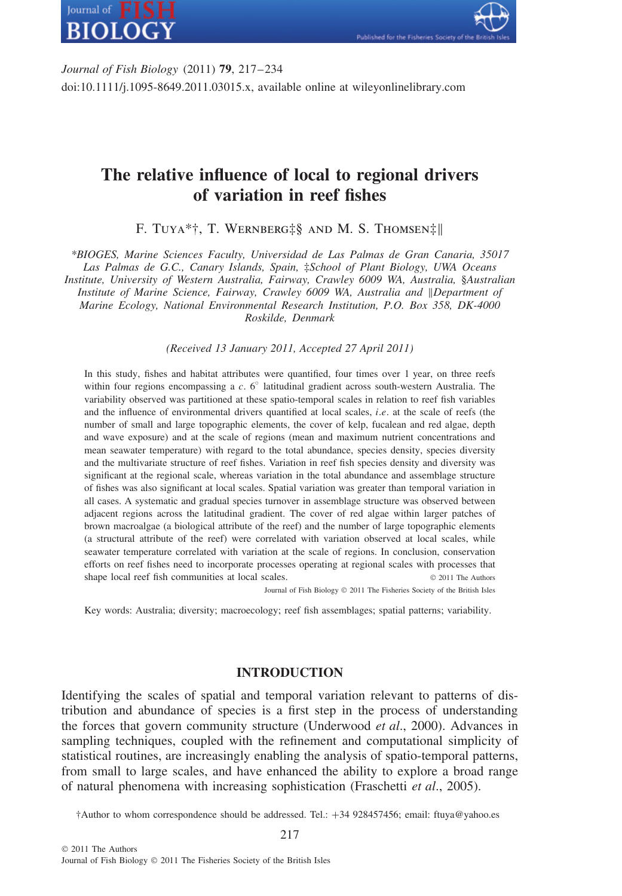Journal of Fish Biology (2011) **79**, 217–234

doi:10.1111/j.1095-8649.2011.03015.x, available online at wileyonlinelibrary.com

# The relative influence of local to regional drivers of variation in reef fishes

F. Tuya*†, T. Wernberg‡§ and M. S. Thomsen‡‖

*\*BIOGES, Marine Sciences Faculty, Universidad de Las Palmas de Gran Canaria, 35017 Las Palmas de G.C., Canary Islands, Spain, ‡School of Plant Biology, UWA Oceans Institute, University of Western Australia, Fairway, Crawley 6009 WA, Australia, §Australian Institute of Marine Science, Fairway, Crawley 6009 WA, Australia and ‖Department of Marine Ecology, National Environmental Research Institution, P.O. Box 358, DK-4000 Roskilde, Denmark*

*(Received 13 January 2011, Accepted 27 April 2011)*

In this study, fishes and habitat attributes were quantified, four times over 1 year, on three reefs within four regions encompassing a *c*. 6° latitudinal gradient across south-western Australia. The variability observed was partitioned at these spatio-temporal scales in relation to reef fish variables and the influence of environmental drivers quantified at local scales, *i.e.* at the scale of reefs (the number of small and large topographic elements, the cover of kelp, fucalean and red algae, depth and wave exposure) and at the scale of regions (mean and maximum nutrient concentrations and mean seawater temperature) with regard to the total abundance, species density, species diversity and the multivariate structure of reef fishes. Variation in reef fish species density and diversity was significant at the regional scale, whereas variation in the total abundance and assemblage structure of fishes was also significant at local scales. Spatial variation was greater than temporal variation in all cases. A systematic and gradual species turnover in assemblage structure was observed between adjacent regions across the latitudinal gradient. The cover of red algae within larger patches of brown macroalgae (a biological attribute of the reef) and the number of large topographic elements (a structural attribute of the reef) were correlated with variation observed at local scales, while seawater temperature correlated with variation at the scale of regions. In conclusion, conservation efforts on reef fishes need to incorporate processes operating at regional scales with processes that shape local reef fish communities at local scales. © 2011 The Authors

Journal of Fish Biology © 2011 The Fisheries Society of the British Isles

Key words: Australia; diversity; macroecology; reef fish assemblages; spatial patterns; variability.

## INTRODUCTION

Identifying the scales of spatial and temporal variation relevant to patterns of distribution and abundance of species is a first step in the process of understanding the forces that govern community structure (Underwood *et al*., 2000). Advances in sampling techniques, coupled with the refinement and computational simplicity of statistical routines, are increasingly enabling the analysis of spatio-temporal patterns, from small to large scales, and have enhanced the ability to explore a broad range of natural phenomena with increasing sophistication (Fraschetti *et al*., 2005).

†Author to whom correspondence should be addressed. Tel.: +34 928457456; email: ftuya@yahoo.es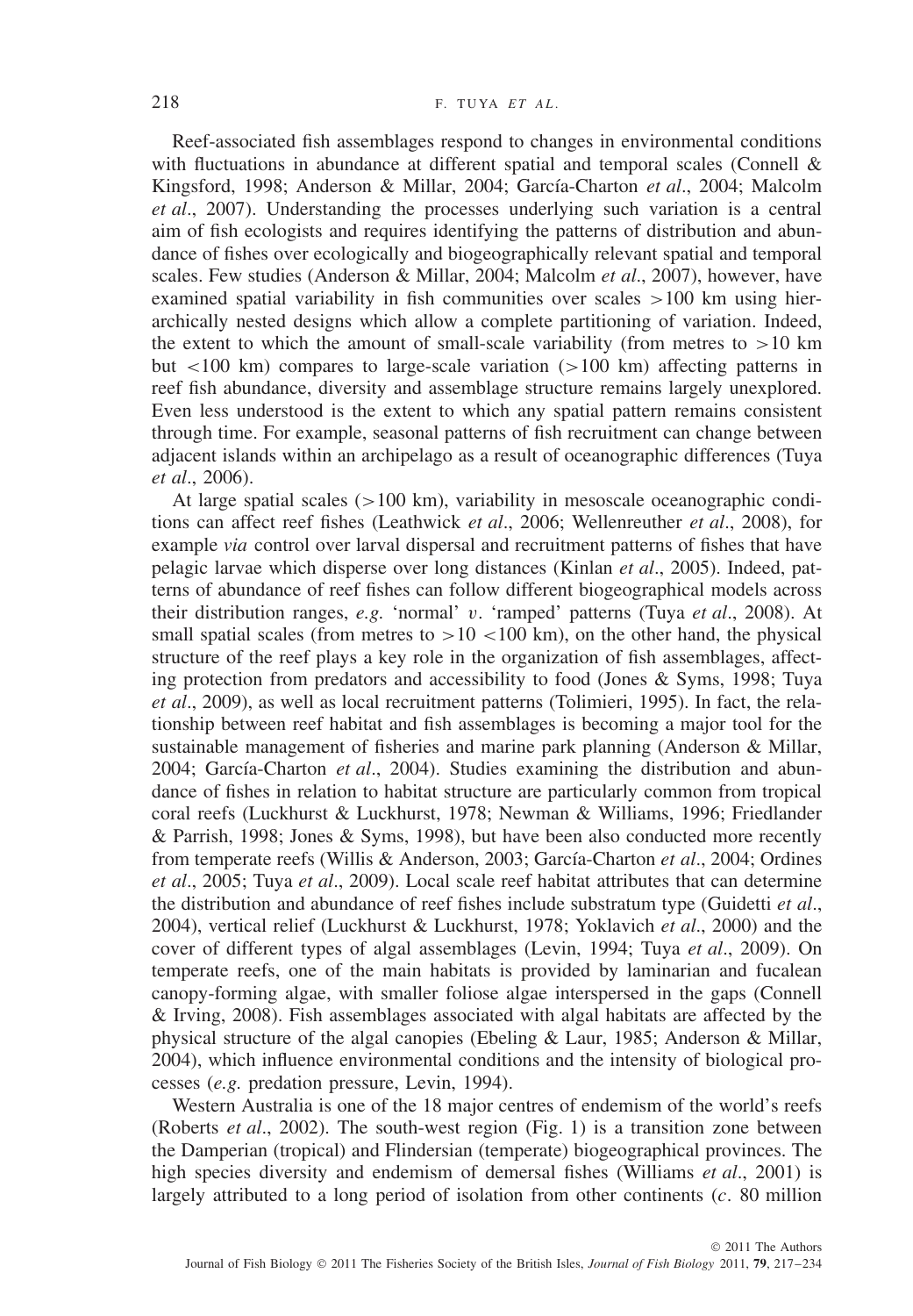Reef-associated fish assemblages respond to changes in environmental conditions with fluctuations in abundance at different spatial and temporal scales (Connell & Kingsford, 1998; Anderson & Millar, 2004; García-Charton *et al*., 2004; Malcolm *et al*., 2007). Understanding the processes underlying such variation is a central aim of fish ecologists and requires identifying the patterns of distribution and abundance of fishes over ecologically and biogeographically relevant spatial and temporal scales. Few studies (Anderson & Millar, 2004; Malcolm *et al*., 2007), however, have examined spatial variability in fish communities over scales >100 km using hierarchically nested designs which allow a complete partitioning of variation. Indeed, the extent to which the amount of small-scale variability (from metres to >10 km but <100 km) compares to large-scale variation (>100 km) affecting patterns in reef fish abundance, diversity and assemblage structure remains largely unexplored. Even less understood is the extent to which any spatial pattern remains consistent through time. For example, seasonal patterns of fish recruitment can change between adjacent islands within an archipelago as a result of oceanographic differences (Tuya *et al*., 2006).

At large spatial scales (>100 km), variability in mesoscale oceanographic conditions can affect reef fishes (Leathwick *et al*., 2006; Wellenreuther *et al*., 2008), for example *via* control over larval dispersal and recruitment patterns of fishes that have pelagic larvae which disperse over long distances (Kinlan *et al*., 2005). Indeed, patterns of abundance of reef fishes can follow different biogeographical models across their distribution ranges, *e.g.* 'normal' *v*. 'ramped' patterns (Tuya *et al*., 2008). At small spatial scales (from metres to >10 <100 km), on the other hand, the physical structure of the reef plays a key role in the organization of fish assemblages, affecting protection from predators and accessibility to food (Jones & Syms, 1998; Tuya *et al*., 2009), as well as local recruitment patterns (Tolimieri, 1995). In fact, the relationship between reef habitat and fish assemblages is becoming a major tool for the sustainable management of fisheries and marine park planning (Anderson & Millar, 2004; García-Charton *et al*., 2004). Studies examining the distribution and abundance of fishes in relation to habitat structure are particularly common from tropical coral reefs (Luckhurst & Luckhurst, 1978; Newman & Williams, 1996; Friedlander & Parrish, 1998; Jones & Syms, 1998), but have been also conducted more recently from temperate reefs (Willis & Anderson, 2003; García-Charton *et al*., 2004; Ordines *et al*., 2005; Tuya *et al*., 2009). Local scale reef habitat attributes that can determine the distribution and abundance of reef fishes include substratum type (Guidetti *et al*., 2004), vertical relief (Luckhurst & Luckhurst, 1978; Yoklavich *et al*., 2000) and the cover of different types of algal assemblages (Levin, 1994; Tuya *et al*., 2009). On temperate reefs, one of the main habitats is provided by laminarian and fucalean canopy-forming algae, with smaller foliose algae interspersed in the gaps (Connell & Irving, 2008). Fish assemblages associated with algal habitats are affected by the physical structure of the algal canopies (Ebeling & Laur, 1985; Anderson & Millar, 2004), which influence environmental conditions and the intensity of biological processes (*e.g.* predation pressure, Levin, 1994).

Western Australia is one of the 18 major centres of endemism of the world's reefs (Roberts *et al*., 2002). The south-west region (Fig. 1) is a transition zone between the Damperian (tropical) and Flindersian (temperate) biogeographical provinces. The high species diversity and endemism of demersal fishes (Williams *et al*., 2001) is largely attributed to a long period of isolation from other continents (*c*. 80 million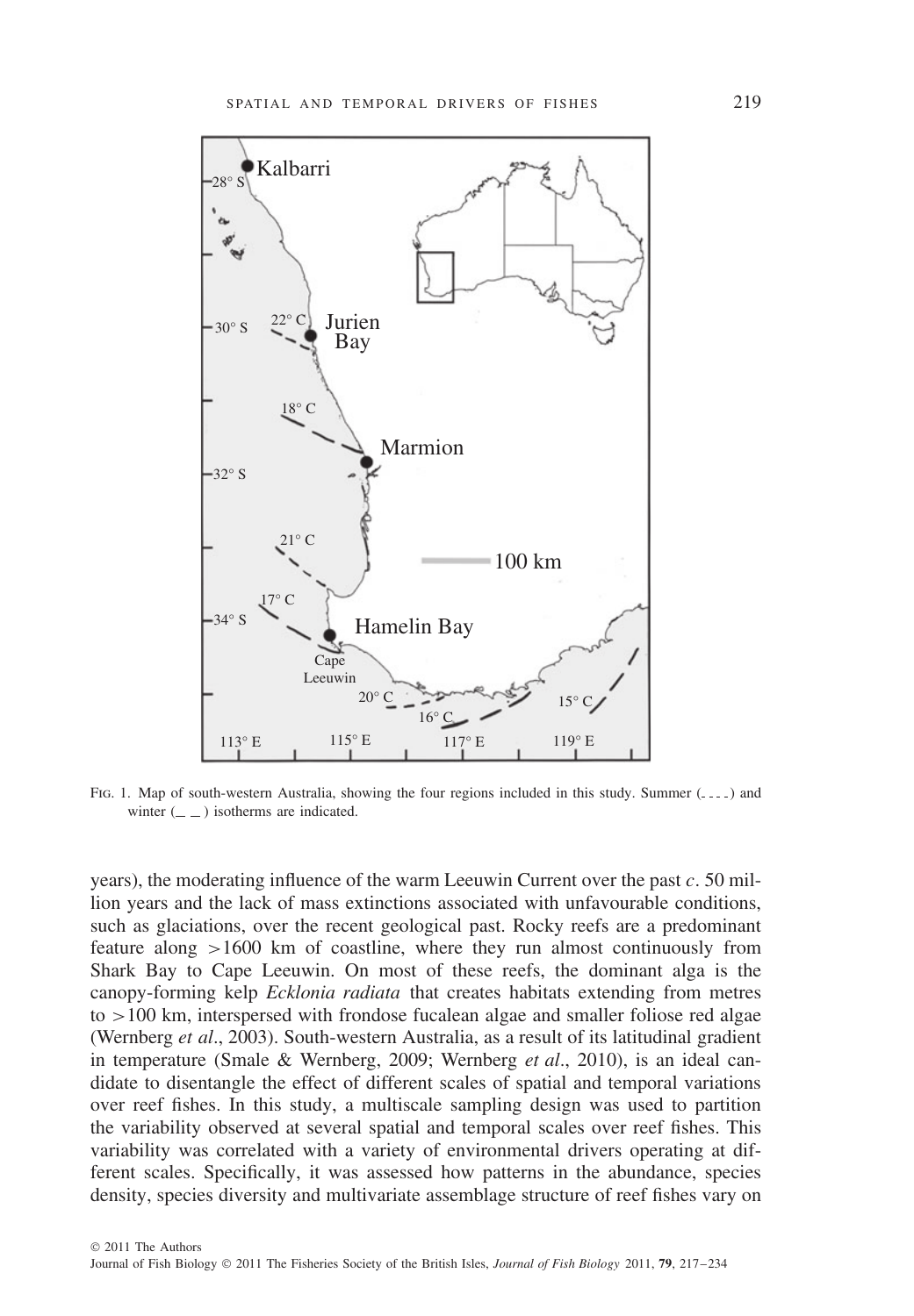Kalbarri

28° S

22° C

Jurien Bay

30° S

18° C

Marmion

32° S

21° C

100 km

17° C

34° S

Hamelin Bay

Cape Leeuwin

20° C

16° C

15° C

113° E

115° E

117° E

119° E

FIG. 1. Map of south-western Australia, showing the four regions included in this study. Summer (- - - -) and winter (\_ \_) isotherms are indicated.

years), the moderating influence of the warm Leeuwin Current over the past *c*. 50 million years and the lack of mass extinctions associated with unfavourable conditions, such as glaciations, over the recent geological past. Rocky reefs are a predominant feature along >1600 km of coastline, where they run almost continuously from Shark Bay to Cape Leeuwin. On most of these reefs, the dominant alga is the canopy-forming kelp *Ecklonia radiata* that creates habitats extending from metres to >100 km, interspersed with frondose fucalean algae and smaller foliose red algae (Wernberg *et al*., 2003). South-western Australia, as a result of its latitudinal gradient in temperature (Smale & Wernberg, 2009; Wernberg *et al*., 2010), is an ideal candidate to disentangle the effect of different scales of spatial and temporal variations over reef fishes. In this study, a multiscale sampling design was used to partition the variability observed at several spatial and temporal scales over reef fishes. This variability was correlated with a variety of environmental drivers operating at different scales. Specifically, it was assessed how patterns in the abundance, species density, species diversity and multivariate assemblage structure of reef fishes vary on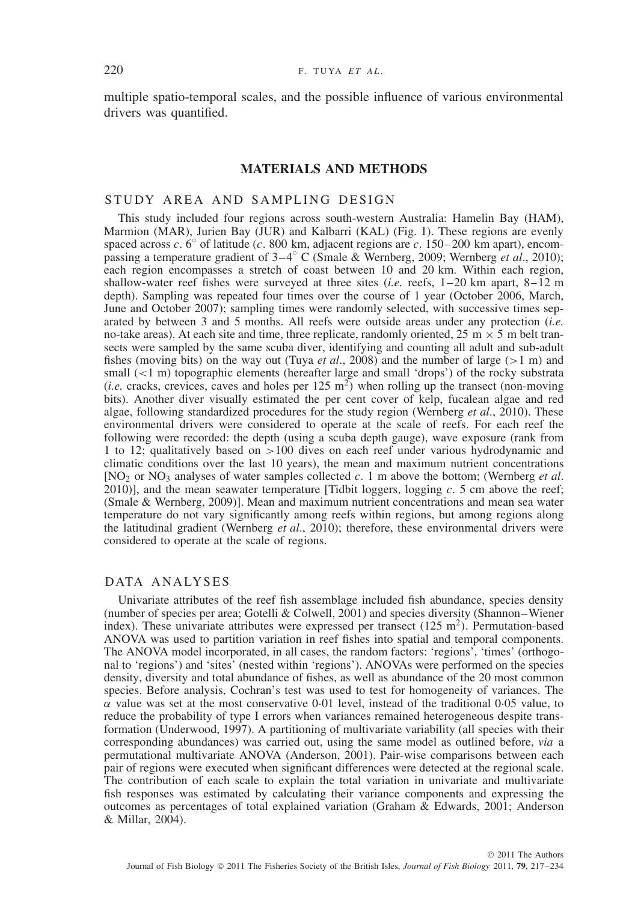multiple spatio-temporal scales, and the possible influence of various environmental drivers was quantified.

## MATERIALS AND METHODS

### STUDY AREA AND SAMPLING DESIGN

This study included four regions across south-western Australia: Hamelin Bay (HAM), Marmion (MAR), Jurien Bay (JUR) and Kalbarri (KAL) (Fig. 1). These regions are evenly spaced across *c*. 6° of latitude (*c*. 800 km, adjacent regions are *c*. 150–200 km apart), encompassing a temperature gradient of 3–4° C (Smale & Wernberg, 2009; Wernberg *et al*., 2010); each region encompasses a stretch of coast between 10 and 20 km. Within each region, shallow-water reef fishes were surveyed at three sites (*i.e.* reefs, 1–20 km apart, 8–12 m depth). Sampling was repeated four times over the course of 1 year (October 2006, March, June and October 2007); sampling times were randomly selected, with successive times separated by between 3 and 5 months. All reefs were outside areas under any protection (*i.e.* no-take areas). At each site and time, three replicate, randomly oriented, 25 m × 5 m belt transects were sampled by the same scuba diver, identifying and counting all adult and sub-adult fishes (moving bits) on the way out (Tuya *et al*., 2008) and the number of large (>1 m) and small (<1 m) topographic elements (hereafter large and small 'drops') of the rocky substrata (*i.e.* cracks, crevices, caves and holes per 125 $m^2$) when rolling up the transect (non-moving bits). Another diver visually estimated the per cent cover of kelp, fucalean algae and red algae, following standardized procedures for the study region (Wernberg *et al*., 2010). These environmental drivers were considered to operate at the scale of reefs. For each reef the following were recorded: the depth (using a scuba depth gauge), wave exposure (rank from 1 to 12; qualitatively based on >100 dives on each reef under various hydrodynamic and climatic conditions over the last 10 years), the mean and maximum nutrient concentrations [$NO_2$ or $NO_3$ analyses of water samples collected *c*. 1 m above the bottom; (Wernberg *et al*. 2010)], and the mean seawater temperature [Tidbit loggers, logging *c*. 5 cm above the reef; (Smale & Wernberg, 2009)]. Mean and maximum nutrient concentrations and mean sea water temperature do not vary significantly among reefs within regions, but among regions along the latitudinal gradient (Wernberg *et al*., 2010); therefore, these environmental drivers were considered to operate at the scale of regions.

### DATA ANALYSES

Univariate attributes of the reef fish assemblage included fish abundance, species density (number of species per area; Gotelli & Colwell, 2001) and species diversity (Shannon–Wiener index). These univariate attributes were expressed per transect (125 $m^2$). Permutation-based ANOVA was used to partition variation in reef fishes into spatial and temporal components. The ANOVA model incorporated, in all cases, the random factors: 'regions', 'times' (orthogonal to 'regions') and 'sites' (nested within 'regions'). ANOVAs were performed on the species density, diversity and total abundance of fishes, as well as abundance of the 20 most common species. Before analysis, Cochran's test was used to test for homogeneity of variances. The $\alpha$ value was set at the most conservative 0·01 level, instead of the traditional 0·05 value, to reduce the probability of type I errors when variances remained heterogeneous despite transformation (Underwood, 1997). A partitioning of multivariate variability (all species with their corresponding abundances) was carried out, using the same model as outlined before, *via* a permutational multivariate ANOVA (Anderson, 2001). Pair-wise comparisons between each pair of regions were executed when significant differences were detected at the regional scale. The contribution of each scale to explain the total variation in univariate and multivariate fish responses was estimated by calculating their variance components and expressing the outcomes as percentages of total explained variation (Graham & Edwards, 2001; Anderson & Millar, 2004).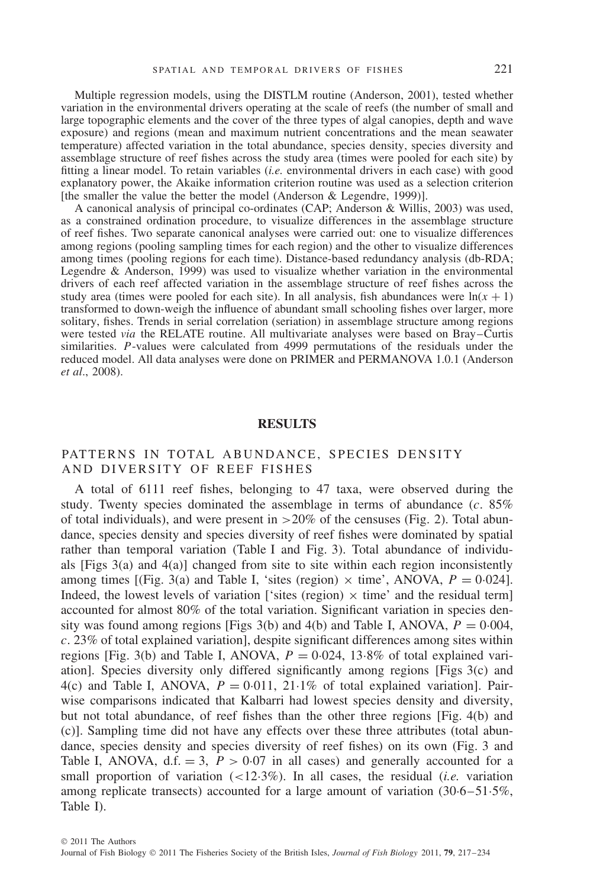Multiple regression models, using the DISTLM routine (Anderson, 2001), tested whether variation in the environmental drivers operating at the scale of reefs (the number of small and large topographic elements and the cover of the three types of algal canopies, depth and wave exposure) and regions (mean and maximum nutrient concentrations and the mean seawater temperature) affected variation in the total abundance, species density, species diversity and assemblage structure of reef fishes across the study area (times were pooled for each site) by fitting a linear model. To retain variables (*i.e.* environmental drivers in each case) with good explanatory power, the Akaike information criterion routine was used as a selection criterion [the smaller the value the better the model (Anderson & Legendre, 1999)].

A canonical analysis of principal co-ordinates (CAP; Anderson & Willis, 2003) was used, as a constrained ordination procedure, to visualize differences in the assemblage structure of reef fishes. Two separate canonical analyses were carried out: one to visualize differences among regions (pooling sampling times for each region) and the other to visualize differences among times (pooling regions for each time). Distance-based redundancy analysis (db-RDA; Legendre & Anderson, 1999) was used to visualize whether variation in the environmental drivers of each reef affected variation in the assemblage structure of reef fishes across the study area (times were pooled for each site). In all analysis, fish abundances were $\ln(x + 1)$ transformed to down-weigh the influence of abundant small schooling fishes over larger, more solitary, fishes. Trends in serial correlation (seriation) in assemblage structure among regions were tested *via* the RELATE routine. All multivariate analyses were based on Bray–Curtis similarities. *P*-values were calculated from 4999 permutations of the residuals under the reduced model. All data analyses were done on PRIMER and PERMANOVA 1.0.1 (Anderson *et al.*, 2008).

## RESULTS

### PATTERNS IN TOTAL ABUNDANCE, SPECIES DENSITY AND DIVERSITY OF REEF FISHES

A total of 6111 reef fishes, belonging to 47 taxa, were observed during the study. Twenty species dominated the assemblage in terms of abundance (*c.* 85% of total individuals), and were present in >20% of the censuses (Fig. 2). Total abundance, species density and species diversity of reef fishes were dominated by spatial rather than temporal variation (Table I and Fig. 3). Total abundance of individuals [Figs 3(a) and 4(a)] changed from site to site within each region inconsistently among times [(Fig. 3(a) and Table I, 'sites (region) × time', ANOVA, $P = 0{\cdot}024$]. Indeed, the lowest levels of variation ['sites (region) × time' and the residual term] accounted for almost 80% of the total variation. Significant variation in species density was found among regions [Figs 3(b) and 4(b) and Table I, ANOVA, $P = 0{\cdot}004$, *c.* 23% of total explained variation], despite significant differences among sites within regions [Fig. 3(b) and Table I, ANOVA, $P = 0{\cdot}024$, 13·8% of total explained variation]. Species diversity only differed significantly among regions [Figs 3(c) and 4(c) and Table I, ANOVA, $P = 0{\cdot}011$, 21·1% of total explained variation]. Pairwise comparisons indicated that Kalbarri had lowest species density and diversity, but not total abundance, of reef fishes than the other three regions [Fig. 4(b) and (c)]. Sampling time did not have any effects over these three attributes (total abundance, species density and species diversity of reef fishes) on its own (Fig. 3 and Table I, ANOVA, d.f. = 3, $P > 0{\cdot}07$ in all cases) and generally accounted for a small proportion of variation (<12·3%). In all cases, the residual (*i.e.* variation among replicate transects) accounted for a large amount of variation (30·6–51·5%, Table I).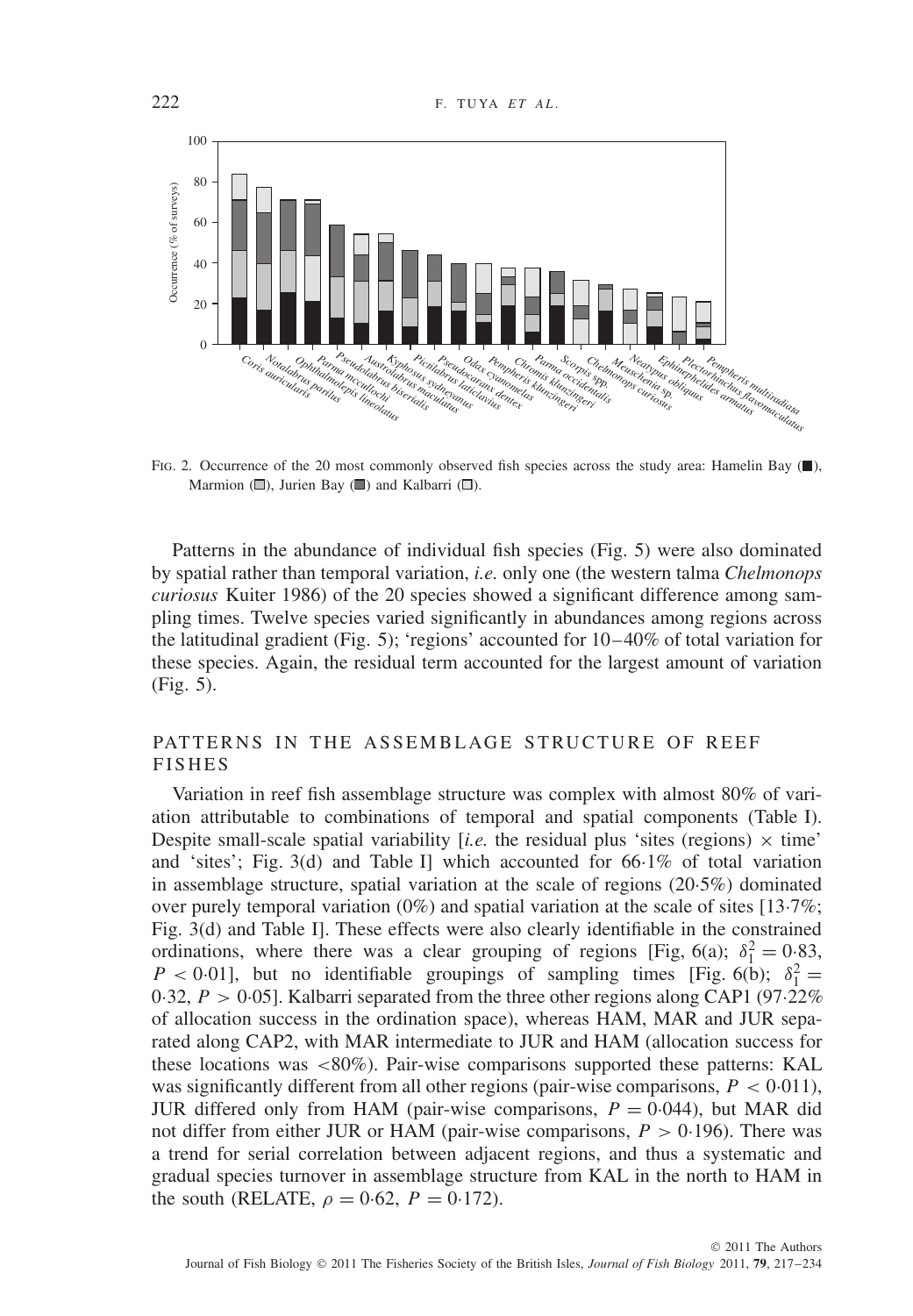100
80
60
40
20
0

Occurrence (% of surveys)

*Coris auricularis*
*Notolabrus parilus*
*Ophthalmolepis lineolatus*
*Parma mccullochi*
*Pseudolabrus biserialis*
*Austrolabrus maculatus*
*Kyphosus sydneyanus*
*Pictilabrus laticlavius*
*Pseudocaranx dentex*
*Odax cyanomelas*
*Pempheris klunzingeri*
*Chromis klunzingeri*
*Parma occidentalis*
*Scorpis* spp.
*Chelmonops curiosus*
*Meuschenia* sp.
*Neatypus obliquus*
*Epinephelides armatus*
*Plectorhinchus flavomaculatus*
*Pempheris multiradiata*

Fig. 2. Occurrence of the 20 most commonly observed fish species across the study area: Hamelin Bay (■), Marmion (▤), Jurien Bay (▦) and Kalbarri (□).

Patterns in the abundance of individual fish species (Fig. 5) were also dominated by spatial rather than temporal variation, *i.e.* only one (the western talma *Chelmonops curiosus* Kuiter 1986) of the 20 species showed a significant difference among sampling times. Twelve species varied significantly in abundances among regions across the latitudinal gradient (Fig. 5); 'regions' accounted for 10–40% of total variation for these species. Again, the residual term accounted for the largest amount of variation (Fig. 5).

## PATTERNS IN THE ASSEMBLAGE STRUCTURE OF REEF FISHES

Variation in reef fish assemblage structure was complex with almost 80% of variation attributable to combinations of temporal and spatial components (Table I). Despite small-scale spatial variability [*i.e.* the residual plus 'sites (regions) × time' and 'sites'; Fig. 3(d) and Table I] which accounted for 66·1% of total variation in assemblage structure, spatial variation at the scale of regions (20·5%) dominated over purely temporal variation (0%) and spatial variation at the scale of sites [13·7%; Fig. 3(d) and Table I]. These effects were also clearly identifiable in the constrained ordinations, where there was a clear grouping of regions [Fig, 6(a); $\delta_1^2 = 0{\cdot}83$, $P < 0{\cdot}01$], but no identifiable groupings of sampling times [Fig. 6(b); $\delta_1^2 = 0{\cdot}32$, $P > 0{\cdot}05$]. Kalbarri separated from the three other regions along CAP1 (97·22% of allocation success in the ordination space), whereas HAM, MAR and JUR separated along CAP2, with MAR intermediate to JUR and HAM (allocation success for these locations was <80%). Pair-wise comparisons supported these patterns: KAL was significantly different from all other regions (pair-wise comparisons, $P < 0{\cdot}011$), JUR differed only from HAM (pair-wise comparisons, $P = 0{\cdot}044$), but MAR did not differ from either JUR or HAM (pair-wise comparisons, $P > 0{\cdot}196$). There was a trend for serial correlation between adjacent regions, and thus a systematic and gradual species turnover in assemblage structure from KAL in the north to HAM in the south (RELATE, $\rho = 0{\cdot}62$, $P = 0{\cdot}172$).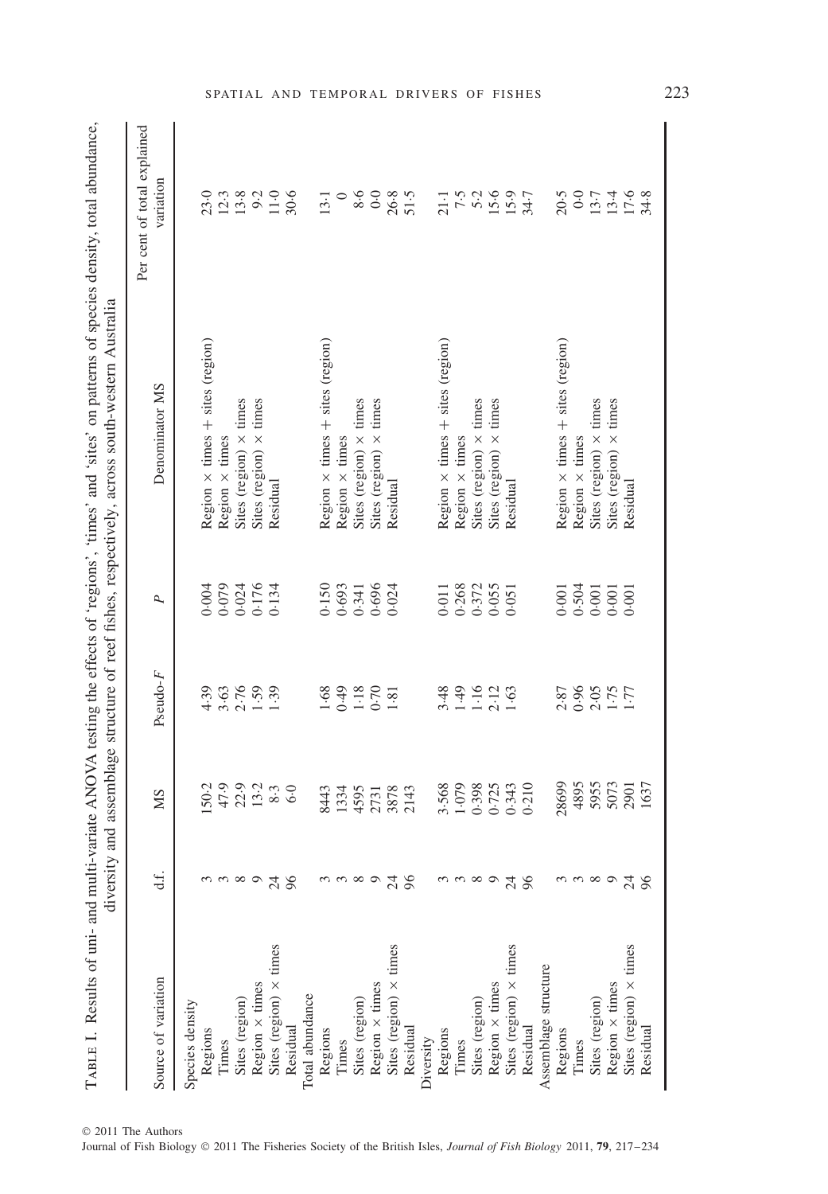Table I. Results of uni- and multi-variate ANOVA testing the effects of 'regions', 'times' and 'sites' on patterns of species density, total abundance, diversity and assemblage structure of reef fishes, respectively, across south-western Australia

| Source of variation | d.f. | MS | Pseudo-*F* | *P* | Denominator MS | Per cent of total explained variation |
|---|---|---|---|---|---|---|
| Species density | | | | | | |
| Regions | 3 | 150·2 | 4·39 | 0·004 | Region × times + sites (region) | 23·0 |
| Times | 3 | 47·9 | 3·63 | 0·079 | Region × times | 12·3 |
| Sites (region) | 8 | 22·9 | 2·76 | 0·024 | Sites (region) × times | 13·8 |
| Region × times | 9 | 13·2 | 1·59 | 0·176 | Sites (region) × times | 9·2 |
| Sites (region) × times | 24 | 8·3 | 1·39 | 0·134 | Residual | 11·0 |
| Residual | 96 | 6·0 | | | | 30·6 |
| Total abundance | | | | | | |
| Regions | 3 | 8443 | 1·68 | 0·150 | Region × times + sites (region) | 13·1 |
| Times | 3 | 1334 | 0·49 | 0·693 | Region × times | 0 |
| Sites (region) | 8 | 4595 | 1·18 | 0·341 | Sites (region) × times | 8·6 |
| Region × times | 9 | 2731 | 0·70 | 0·696 | Sites (region) × times | 0·0 |
| Sites (region) × times | 24 | 3878 | 1·81 | 0·024 | Residual | 26·8 |
| Residual | 96 | 2143 | | | | 51·5 |
| Diversity | | | | | | |
| Regions | 3 | 3·568 | 3·48 | 0·011 | Region × times + sites (region) | 21·1 |
| Times | 3 | 1·079 | 1·49 | 0·268 | Region × times | 7·5 |
| Sites (region) | 8 | 0·398 | 1·16 | 0·372 | Sites (region) × times | 5·2 |
| Region × times | 9 | 0·725 | 2·12 | 0·055 | Sites (region) × times | 15·6 |
| Sites (region) × times | 24 | 0·343 | 1·63 | 0·051 | Residual | 15·9 |
| Residual | 96 | 0·210 | | | | 34·7 |
| Assemblage structure | | | | | | |
| Regions | 3 | 28699 | 2·87 | 0·001 | Region × times + sites (region) | 20·5 |
| Times | 3 | 4895 | 0·96 | 0·504 | Region × times | 0·0 |
| Sites (region) | 8 | 5955 | 2·05 | 0·001 | Sites (region) × times | 13·7 |
| Region × times | 9 | 5073 | 1·75 | 0·001 | Sites (region) × times | 13·4 |
| Sites (region) × times | 24 | 2901 | 1·77 | 0·001 | Residual | 17·6 |
| Residual | 96 | 1637 | | | | 34·8 |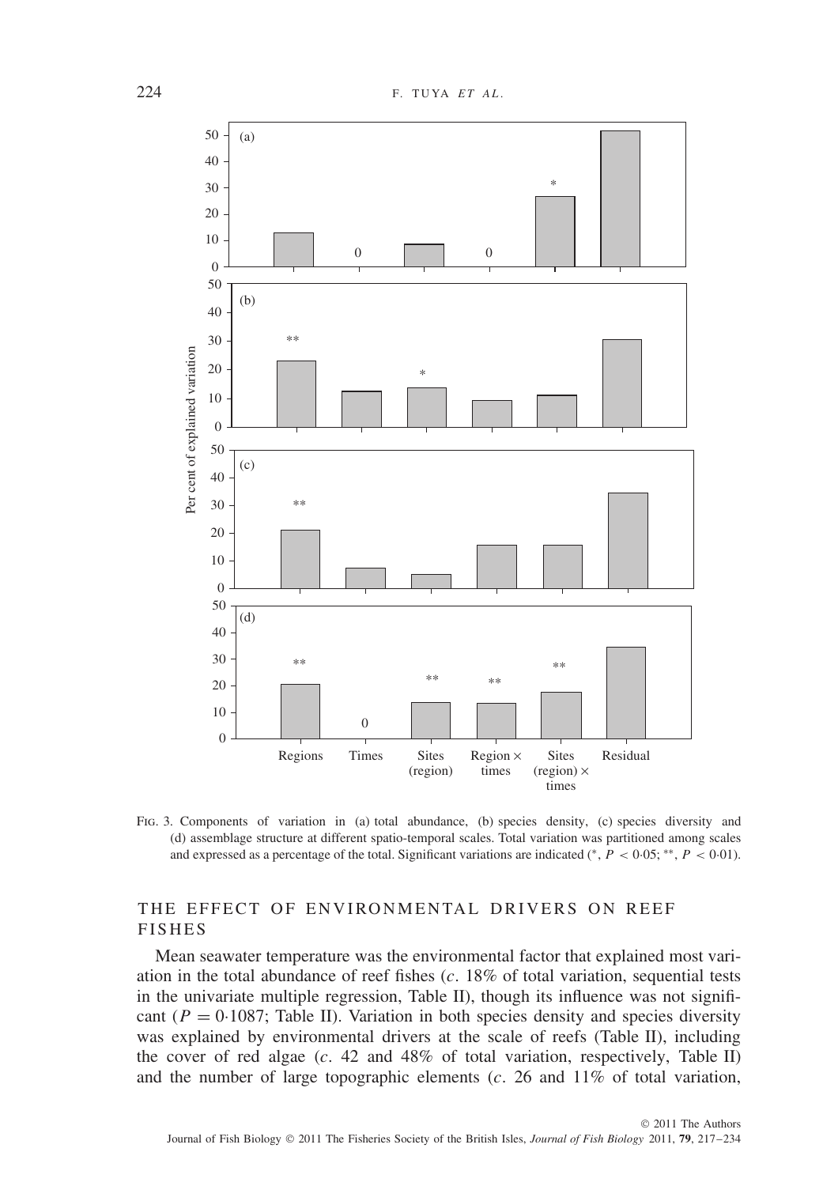(a)

50
40
30
20
10
0

0 0 *

(b)

50
40
30
20
10
0

** *

(c)

50
40
30
20
10
0

**

(d)

50
40
30
20
10
0

** 0 ** ** **

Per cent of explained variation

Regions Times Sites (region) Region × times Sites (region) × times Residual

FIG. 3. Components of variation in (a) total abundance, (b) species density, (c) species diversity and (d) assemblage structure at different spatio-temporal scales. Total variation was partitioned among scales and expressed as a percentage of the total. Significant variations are indicated (*, $P < 0{\cdot}05$; **, $P < 0{\cdot}01$).

## THE EFFECT OF ENVIRONMENTAL DRIVERS ON REEF FISHES

Mean seawater temperature was the environmental factor that explained most variation in the total abundance of reef fishes (*c*. 18% of total variation, sequential tests in the univariate multiple regression, Table II), though its influence was not significant ($P = 0{\cdot}1087$; Table II). Variation in both species density and species diversity was explained by environmental drivers at the scale of reefs (Table II), including the cover of red algae (*c*. 42 and 48% of total variation, respectively, Table II) and the number of large topographic elements (*c*. 26 and 11% of total variation,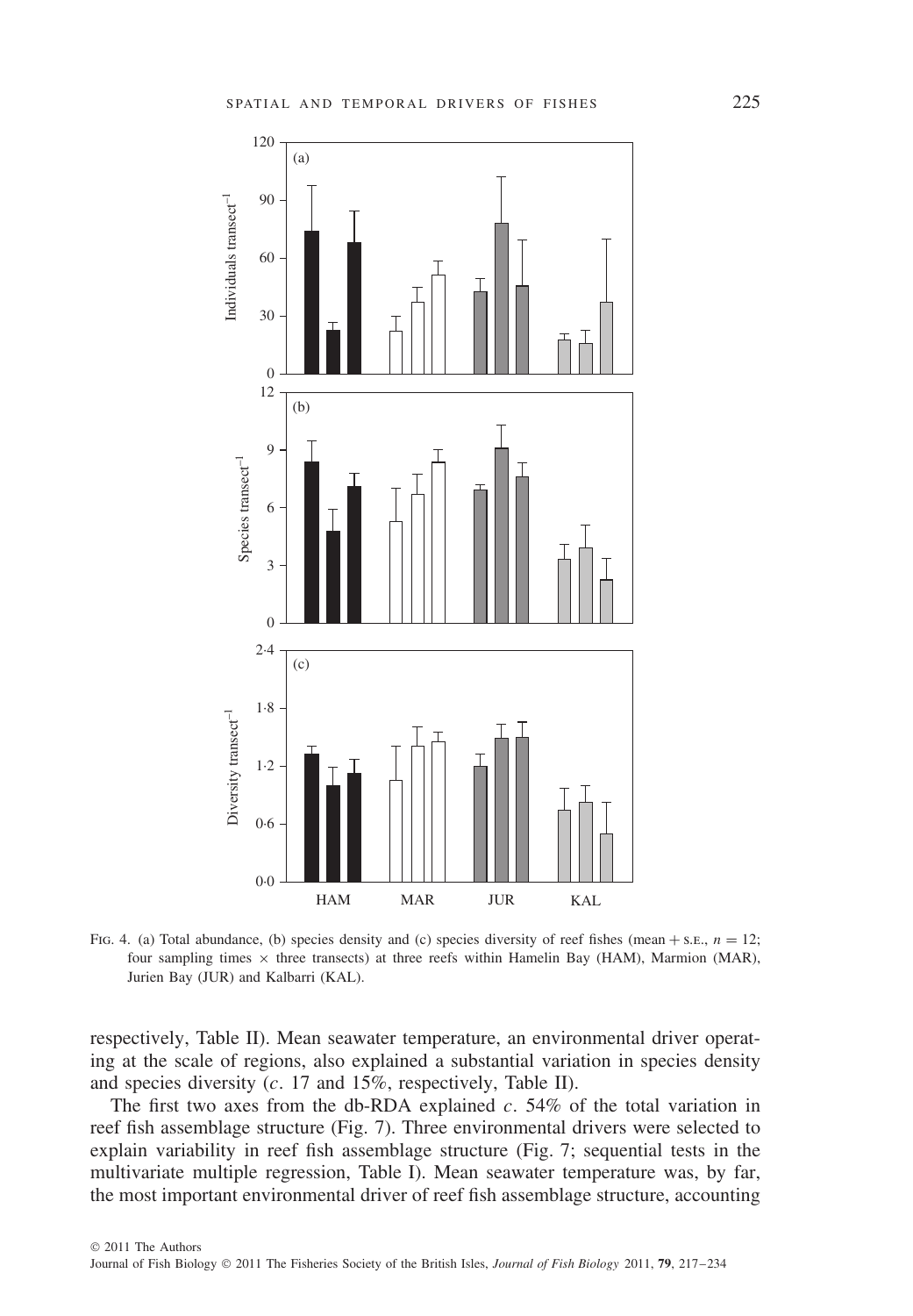(a)

120

90

60

30

0

Individuals transect$^{-1}$

(b)

12

9

6

3

0

Species transect$^{-1}$

(c)

2·4

1·8

1·2

0·6

0·0

Diversity transect$^{-1}$

HAM MAR JUR KAL

FIG. 4. (a) Total abundance, (b) species density and (c) species diversity of reef fishes (mean + S.E., $n = 12$; four sampling times × three transects) at three reefs within Hamelin Bay (HAM), Marmion (MAR), Jurien Bay (JUR) and Kalbarri (KAL).

respectively, Table II). Mean seawater temperature, an environmental driver operating at the scale of regions, also explained a substantial variation in species density and species diversity (*c*. 17 and 15%, respectively, Table II).

The first two axes from the db-RDA explained *c*. 54% of the total variation in reef fish assemblage structure (Fig. 7). Three environmental drivers were selected to explain variability in reef fish assemblage structure (Fig. 7; sequential tests in the multivariate multiple regression, Table I). Mean seawater temperature was, by far, the most important environmental driver of reef fish assemblage structure, accounting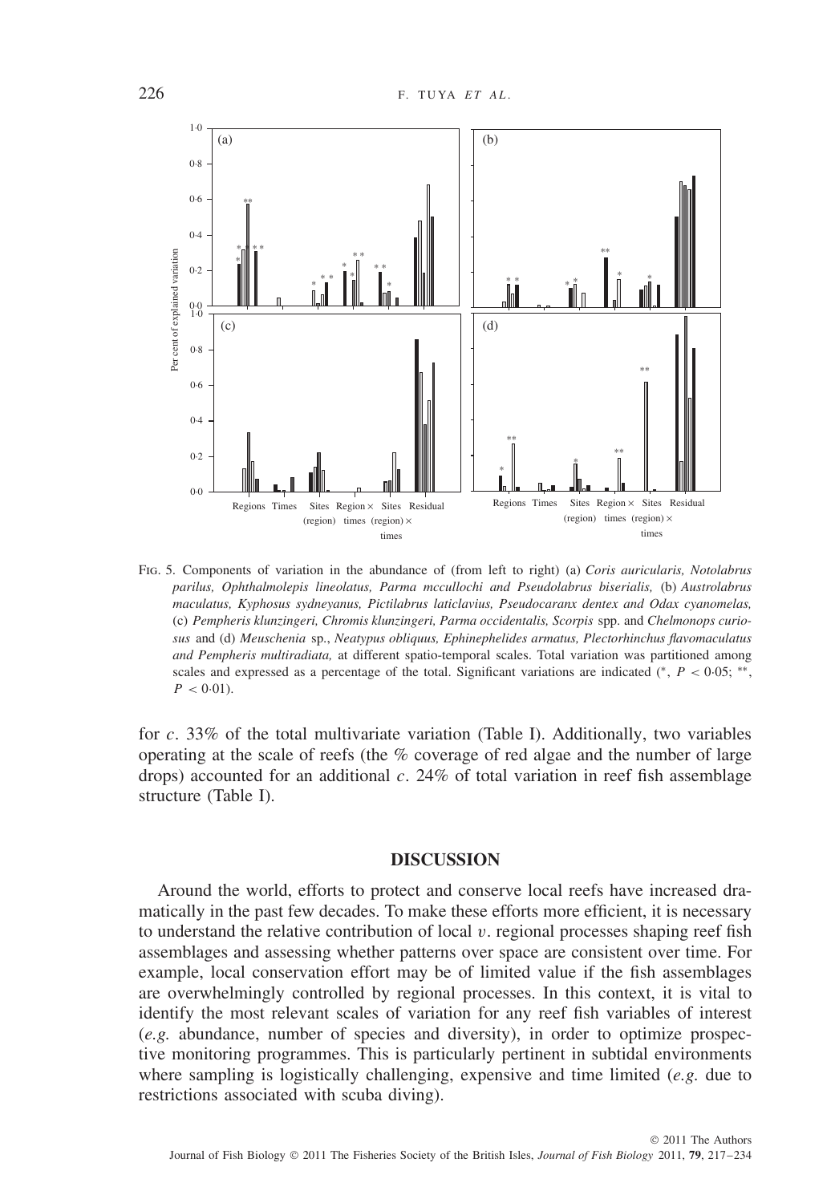FIG. 5. Components of variation in the abundance of (from left to right) (a) *Coris auricularis, Notolabrus parilus, Ophthalmolepis lineolatus, Parma mccullochi and Pseudolabrus biserialis,* (b) *Austrolabrus maculatus, Kyphosus sydneyanus, Pictilabrus laticlavius, Pseudocaranx dentex and Odax cyanomelas,* (c) *Pempheris klunzingeri, Chromis klunzingeri, Parma occidentalis, Scorpis* spp. and *Chelmonops curiosus* and (d) *Meuschenia* sp., *Neatypus obliquus, Ephinephelides armatus, Plectorhinchus flavomaculatus and Pempheris multiradiata,* at different spatio-temporal scales. Total variation was partitioned among scales and expressed as a percentage of the total. Significant variations are indicated (*, $P < 0.05$; **, $P < 0.01$).

for *c*. 33% of the total multivariate variation (Table I). Additionally, two variables operating at the scale of reefs (the % coverage of red algae and the number of large drops) accounted for an additional *c*. 24% of total variation in reef fish assemblage structure (Table I).

## DISCUSSION

Around the world, efforts to protect and conserve local reefs have increased dramatically in the past few decades. To make these efforts more efficient, it is necessary to understand the relative contribution of local *v*. regional processes shaping reef fish assemblages and assessing whether patterns over space are consistent over time. For example, local conservation effort may be of limited value if the fish assemblages are overwhelmingly controlled by regional processes. In this context, it is vital to identify the most relevant scales of variation for any reef fish variables of interest (*e.g.* abundance, number of species and diversity), in order to optimize prospective monitoring programmes. This is particularly pertinent in subtidal environments where sampling is logistically challenging, expensive and time limited (*e.g.* due to restrictions associated with scuba diving).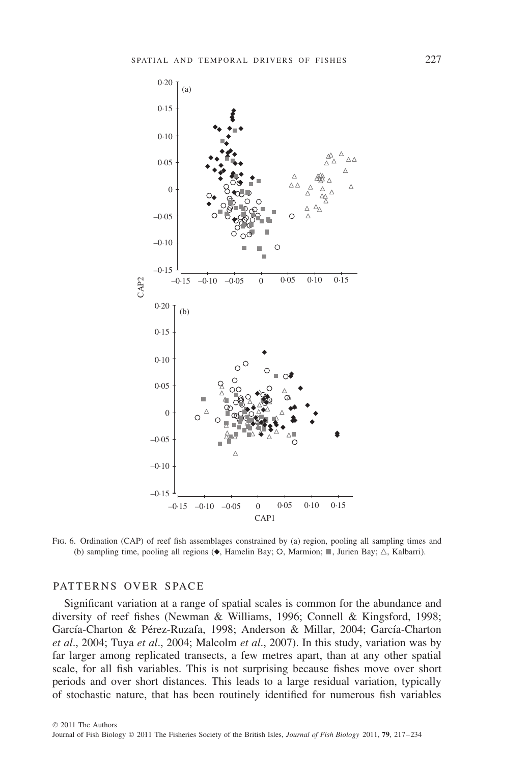0·20

(a)

0·15

0·10

0·05

0

−0·05

−0·10

−0·15

−0·15 −0·10 −0·05 0 0·05 0·10 0·15

CAP2

0·20

(b)

0·15

0·10

0·05

0

−0·05

−0·10

−0·15

−0·15 −0·10 −0·05 0 0·05 0·10 0·15

CAP1

Fig. 6. Ordination (CAP) of reef fish assemblages constrained by (a) region, pooling all sampling times and (b) sampling time, pooling all regions (◆, Hamelin Bay; ○, Marmion; ■, Jurien Bay; △, Kalbarri).

## PATTERNS OVER SPACE

Significant variation at a range of spatial scales is common for the abundance and diversity of reef fishes (Newman & Williams, 1996; Connell & Kingsford, 1998; García-Charton & Pérez-Ruzafa, 1998; Anderson & Millar, 2004; García-Charton *et al*., 2004; Tuya *et al*., 2004; Malcolm *et al*., 2007). In this study, variation was by far larger among replicated transects, a few metres apart, than at any other spatial scale, for all fish variables. This is not surprising because fishes move over short periods and over short distances. This leads to a large residual variation, typically of stochastic nature, that has been routinely identified for numerous fish variables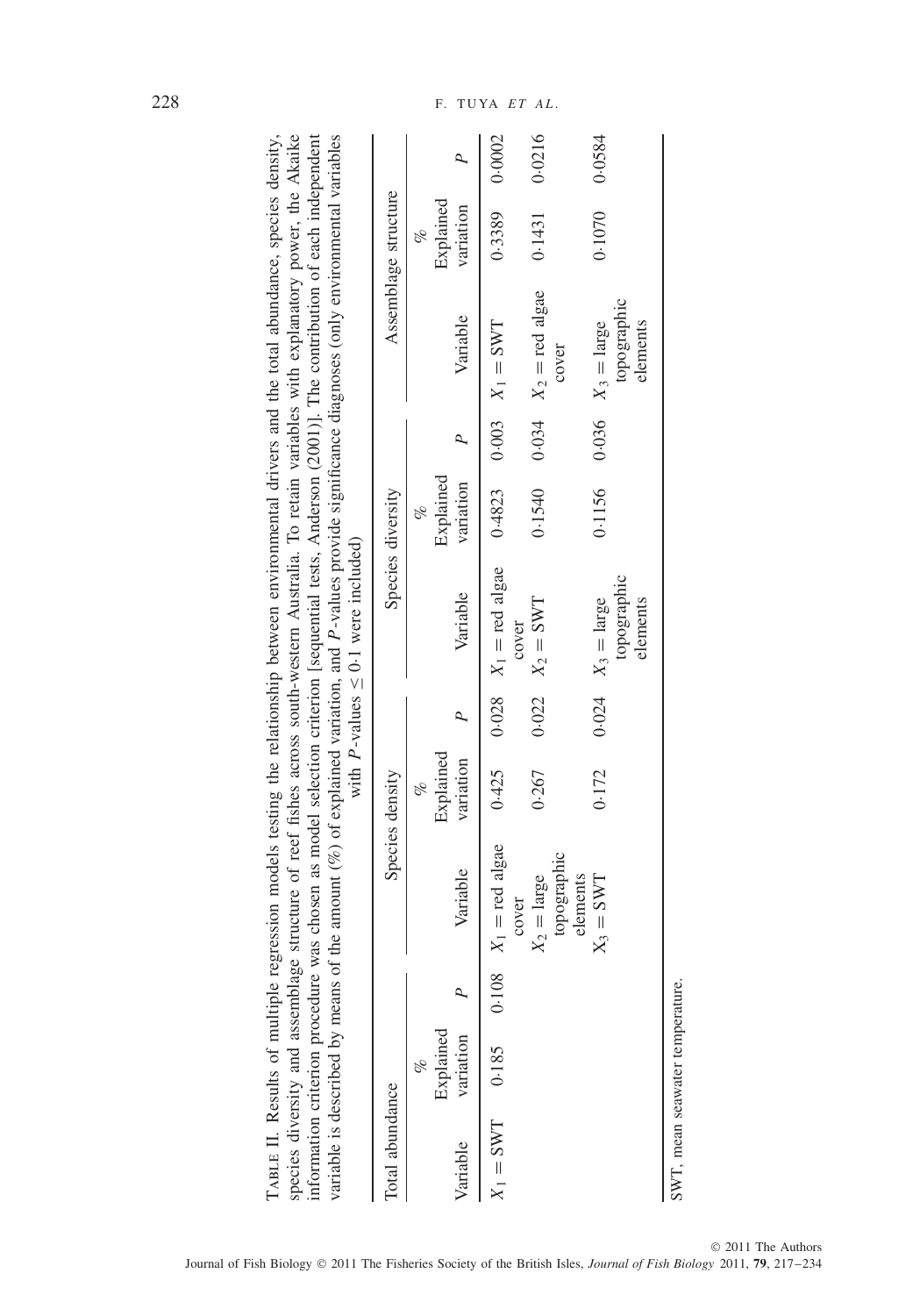TABLE II. Results of multiple regression models testing the relationship between environmental drivers and the total abundance, species density, species diversity and assemblage structure of reef fishes across south-western Australia. To retain variables with explanatory power, the Akaike information criterion procedure was chosen as model selection criterion [sequential tests, Anderson (2001)]. The contribution of each independent variable is described by means of the amount (%) of explained variation, and $P$-values provide significance diagnoses (only environmental variables with $P$-values $\leq 0.1$ were included)

| Total abundance | | | Species density | | | Species diversity | | | Assemblage structure | | |
|---|---|---|---|---|---|---|---|---|---|---|---|
| Variable | % Explained variation | $P$ | Variable | % Explained variation | $P$ | Variable | % Explained variation | $P$ | Variable | % Explained variation | $P$ |
| $X_1$ = SWT | 0·185 | 0·108 | $X_1$ = red algae cover | 0·425 | 0·028 | $X_1$ = red algae cover | 0·4823 | 0·003 | $X_1$ = SWT | 0·3389 | 0·0002 |
| | | | $X_2$ = large topographic elements | 0·267 | 0·022 | $X_2$ = SWT | 0·1540 | 0·034 | $X_2$ = red algae cover | 0·1431 | 0·0216 |
| | | | $X_3$ = SWT | 0·172 | 0·024 | $X_3$ = large topographic elements | 0·1156 | 0·036 | $X_3$ = large topographic elements | 0·1070 | 0·0584 |

SWT, mean seawater temperature.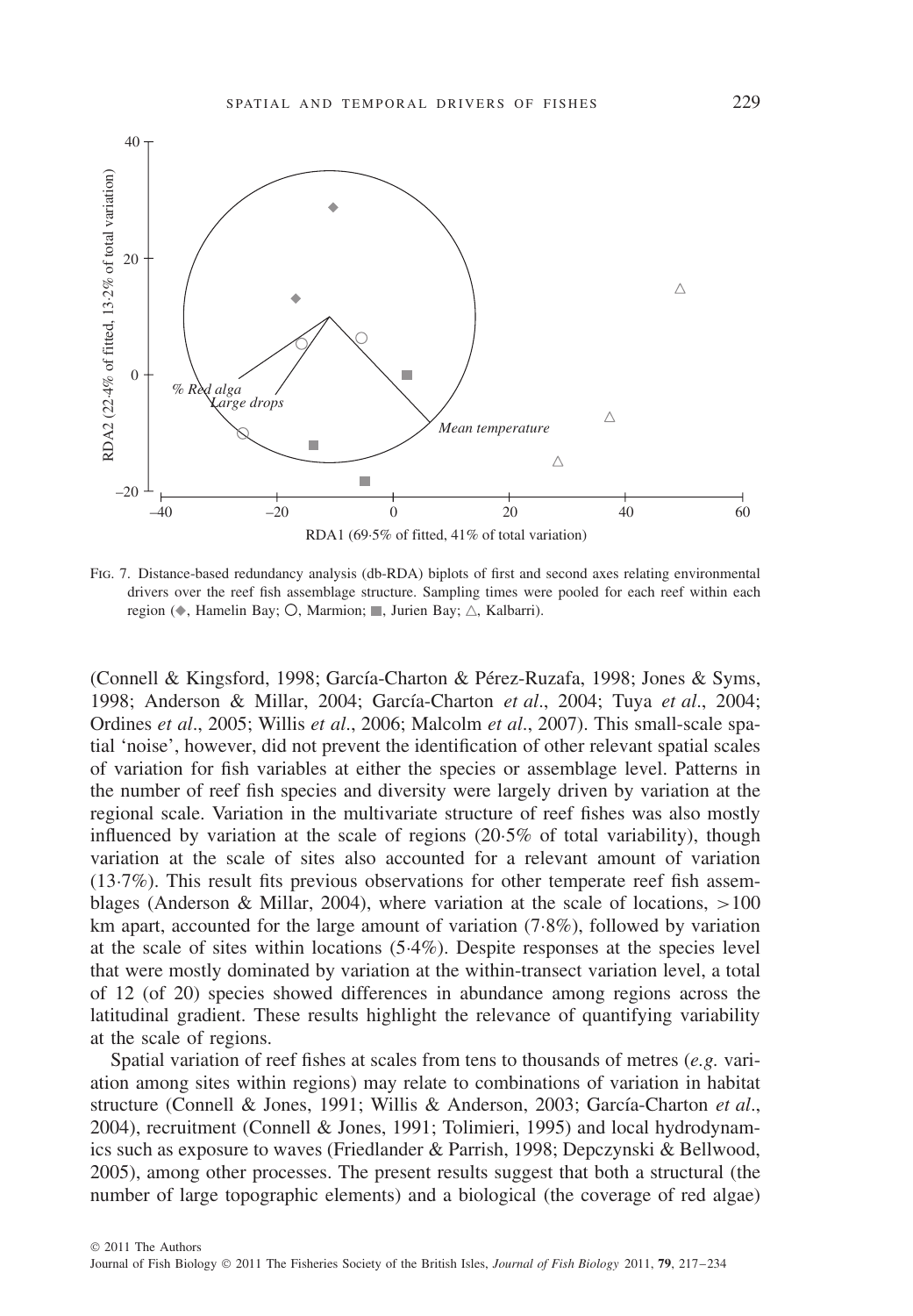40

20

0

–20

RDA2 (22·4% of fitted, 13·2% of total variation)

–40 –20 0 20 40 60

RDA1 (69·5% of fitted, 41% of total variation)

% Red alga

Large drops

Mean temperature

Fig. 7. Distance-based redundancy analysis (db-RDA) biplots of first and second axes relating environmental drivers over the reef fish assemblage structure. Sampling times were pooled for each reef within each region (◆, Hamelin Bay; ○, Marmion; ■, Jurien Bay; △, Kalbarri).

(Connell & Kingsford, 1998; García-Charton & Pérez-Ruzafa, 1998; Jones & Syms, 1998; Anderson & Millar, 2004; García-Charton *et al*., 2004; Tuya *et al*., 2004; Ordines *et al*., 2005; Willis *et al*., 2006; Malcolm *et al*., 2007). This small-scale spatial 'noise', however, did not prevent the identification of other relevant spatial scales of variation for fish variables at either the species or assemblage level. Patterns in the number of reef fish species and diversity were largely driven by variation at the regional scale. Variation in the multivariate structure of reef fishes was also mostly influenced by variation at the scale of regions (20·5% of total variability), though variation at the scale of sites also accounted for a relevant amount of variation (13·7%). This result fits previous observations for other temperate reef fish assemblages (Anderson & Millar, 2004), where variation at the scale of locations, >100 km apart, accounted for the large amount of variation (7·8%), followed by variation at the scale of sites within locations (5·4%). Despite responses at the species level that were mostly dominated by variation at the within-transect variation level, a total of 12 (of 20) species showed differences in abundance among regions across the latitudinal gradient. These results highlight the relevance of quantifying variability at the scale of regions.

Spatial variation of reef fishes at scales from tens to thousands of metres (*e.g.* variation among sites within regions) may relate to combinations of variation in habitat structure (Connell & Jones, 1991; Willis & Anderson, 2003; García-Charton *et al*., 2004), recruitment (Connell & Jones, 1991; Tolimieri, 1995) and local hydrodynamics such as exposure to waves (Friedlander & Parrish, 1998; Depczynski & Bellwood, 2005), among other processes. The present results suggest that both a structural (the number of large topographic elements) and a biological (the coverage of red algae)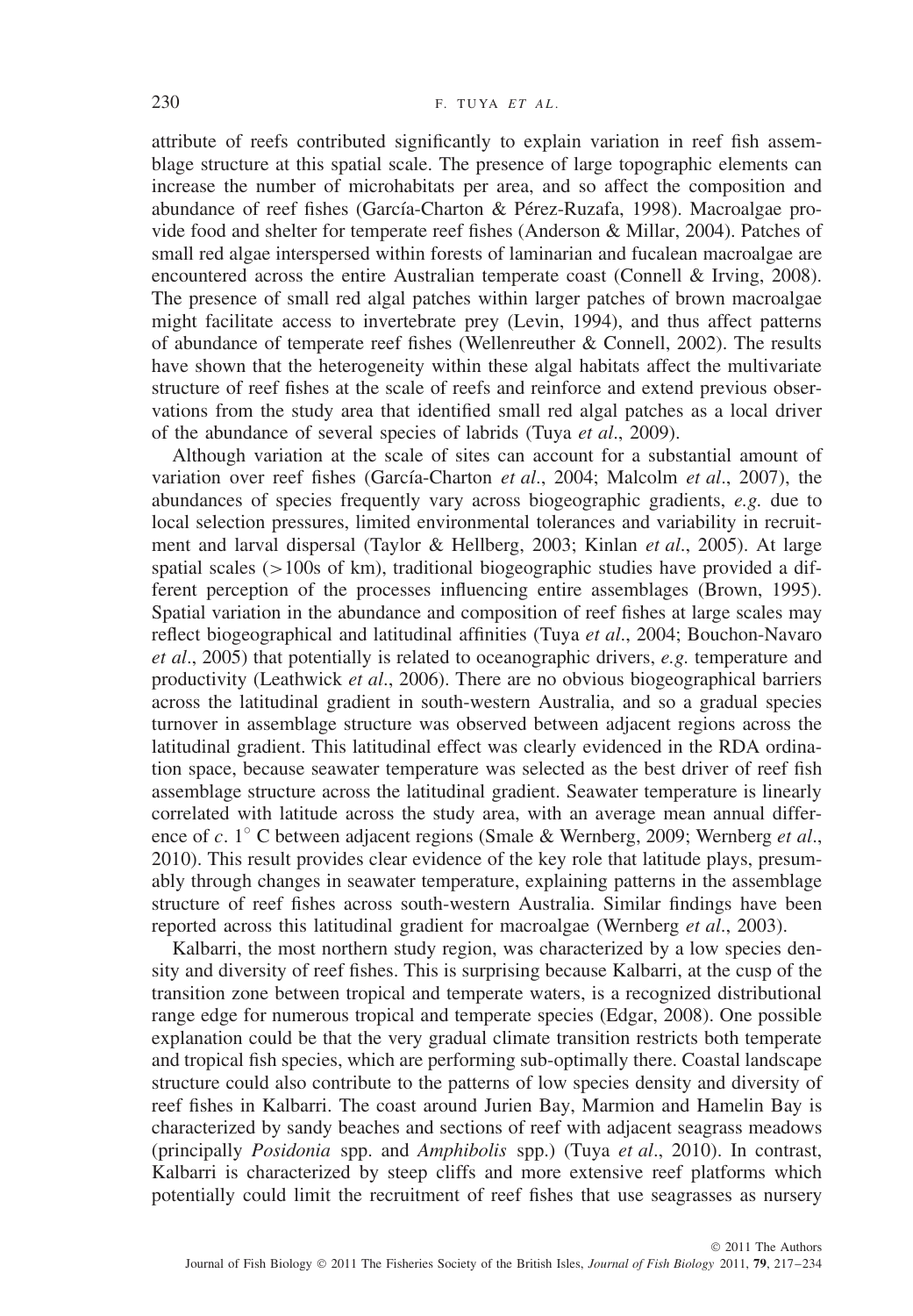attribute of reefs contributed significantly to explain variation in reef fish assemblage structure at this spatial scale. The presence of large topographic elements can increase the number of microhabitats per area, and so affect the composition and abundance of reef fishes (García-Charton & Pérez-Ruzafa, 1998). Macroalgae provide food and shelter for temperate reef fishes (Anderson & Millar, 2004). Patches of small red algae interspersed within forests of laminarian and fucalean macroalgae are encountered across the entire Australian temperate coast (Connell & Irving, 2008). The presence of small red algal patches within larger patches of brown macroalgae might facilitate access to invertebrate prey (Levin, 1994), and thus affect patterns of abundance of temperate reef fishes (Wellenreuther & Connell, 2002). The results have shown that the heterogeneity within these algal habitats affect the multivariate structure of reef fishes at the scale of reefs and reinforce and extend previous observations from the study area that identified small red algal patches as a local driver of the abundance of several species of labrids (Tuya *et al*., 2009).

Although variation at the scale of sites can account for a substantial amount of variation over reef fishes (García-Charton *et al*., 2004; Malcolm *et al*., 2007), the abundances of species frequently vary across biogeographic gradients, *e.g.* due to local selection pressures, limited environmental tolerances and variability in recruitment and larval dispersal (Taylor & Hellberg, 2003; Kinlan *et al*., 2005). At large spatial scales (>100s of km), traditional biogeographic studies have provided a different perception of the processes influencing entire assemblages (Brown, 1995). Spatial variation in the abundance and composition of reef fishes at large scales may reflect biogeographical and latitudinal affinities (Tuya *et al*., 2004; Bouchon-Navaro *et al*., 2005) that potentially is related to oceanographic drivers, *e.g.* temperature and productivity (Leathwick *et al*., 2006). There are no obvious biogeographical barriers across the latitudinal gradient in south-western Australia, and so a gradual species turnover in assemblage structure was observed between adjacent regions across the latitudinal gradient. This latitudinal effect was clearly evidenced in the RDA ordination space, because seawater temperature was selected as the best driver of reef fish assemblage structure across the latitudinal gradient. Seawater temperature is linearly correlated with latitude across the study area, with an average mean annual difference of *c*. 1° C between adjacent regions (Smale & Wernberg, 2009; Wernberg *et al*., 2010). This result provides clear evidence of the key role that latitude plays, presumably through changes in seawater temperature, explaining patterns in the assemblage structure of reef fishes across south-western Australia. Similar findings have been reported across this latitudinal gradient for macroalgae (Wernberg *et al*., 2003).

Kalbarri, the most northern study region, was characterized by a low species density and diversity of reef fishes. This is surprising because Kalbarri, at the cusp of the transition zone between tropical and temperate waters, is a recognized distributional range edge for numerous tropical and temperate species (Edgar, 2008). One possible explanation could be that the very gradual climate transition restricts both temperate and tropical fish species, which are performing sub-optimally there. Coastal landscape structure could also contribute to the patterns of low species density and diversity of reef fishes in Kalbarri. The coast around Jurien Bay, Marmion and Hamelin Bay is characterized by sandy beaches and sections of reef with adjacent seagrass meadows (principally *Posidonia* spp. and *Amphibolis* spp.) (Tuya *et al*., 2010). In contrast, Kalbarri is characterized by steep cliffs and more extensive reef platforms which potentially could limit the recruitment of reef fishes that use seagrasses as nursery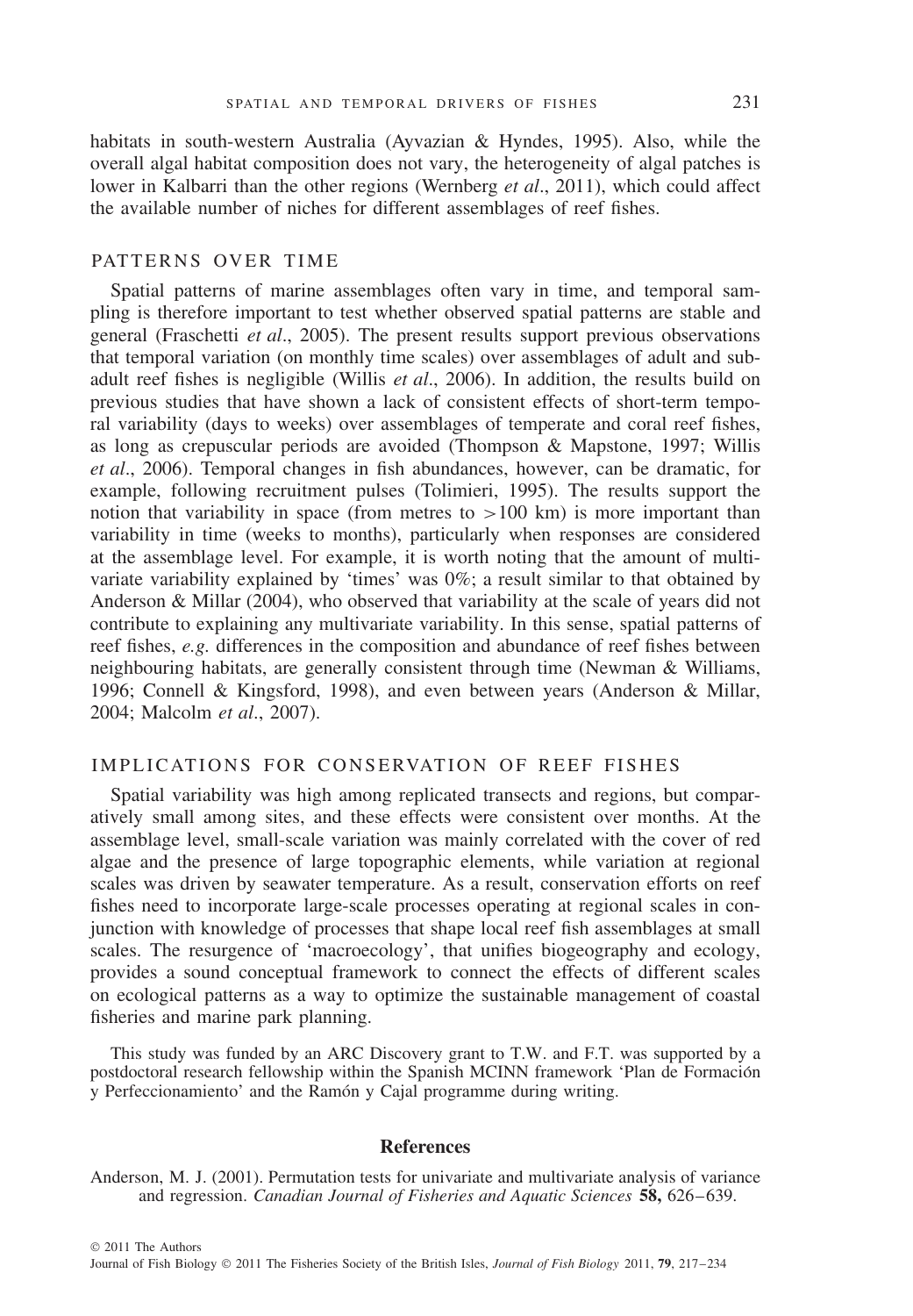habitats in south-western Australia (Ayvazian & Hyndes, 1995). Also, while the overall algal habitat composition does not vary, the heterogeneity of algal patches is lower in Kalbarri than the other regions (Wernberg *et al*., 2011), which could affect the available number of niches for different assemblages of reef fishes.

## PATTERNS OVER TIME

Spatial patterns of marine assemblages often vary in time, and temporal sampling is therefore important to test whether observed spatial patterns are stable and general (Fraschetti *et al*., 2005). The present results support previous observations that temporal variation (on monthly time scales) over assemblages of adult and subadult reef fishes is negligible (Willis *et al*., 2006). In addition, the results build on previous studies that have shown a lack of consistent effects of short-term temporal variability (days to weeks) over assemblages of temperate and coral reef fishes, as long as crepuscular periods are avoided (Thompson & Mapstone, 1997; Willis *et al*., 2006). Temporal changes in fish abundances, however, can be dramatic, for example, following recruitment pulses (Tolimieri, 1995). The results support the notion that variability in space (from metres to $>100$ km) is more important than variability in time (weeks to months), particularly when responses are considered at the assemblage level. For example, it is worth noting that the amount of multivariate variability explained by 'times' was 0%; a result similar to that obtained by Anderson & Millar (2004), who observed that variability at the scale of years did not contribute to explaining any multivariate variability. In this sense, spatial patterns of reef fishes, *e.g.* differences in the composition and abundance of reef fishes between neighbouring habitats, are generally consistent through time (Newman & Williams, 1996; Connell & Kingsford, 1998), and even between years (Anderson & Millar, 2004; Malcolm *et al*., 2007).

## IMPLICATIONS FOR CONSERVATION OF REEF FISHES

Spatial variability was high among replicated transects and regions, but comparatively small among sites, and these effects were consistent over months. At the assemblage level, small-scale variation was mainly correlated with the cover of red algae and the presence of large topographic elements, while variation at regional scales was driven by seawater temperature. As a result, conservation efforts on reef fishes need to incorporate large-scale processes operating at regional scales in conjunction with knowledge of processes that shape local reef fish assemblages at small scales. The resurgence of 'macroecology', that unifies biogeography and ecology, provides a sound conceptual framework to connect the effects of different scales on ecological patterns as a way to optimize the sustainable management of coastal fisheries and marine park planning.

This study was funded by an ARC Discovery grant to T.W. and F.T. was supported by a postdoctoral research fellowship within the Spanish MCINN framework 'Plan de Formación y Perfeccionamiento' and the Ramón y Cajal programme during writing.

## References

Anderson, M. J. (2001). Permutation tests for univariate and multivariate analysis of variance and regression. *Canadian Journal of Fisheries and Aquatic Sciences* **58,** 626–639.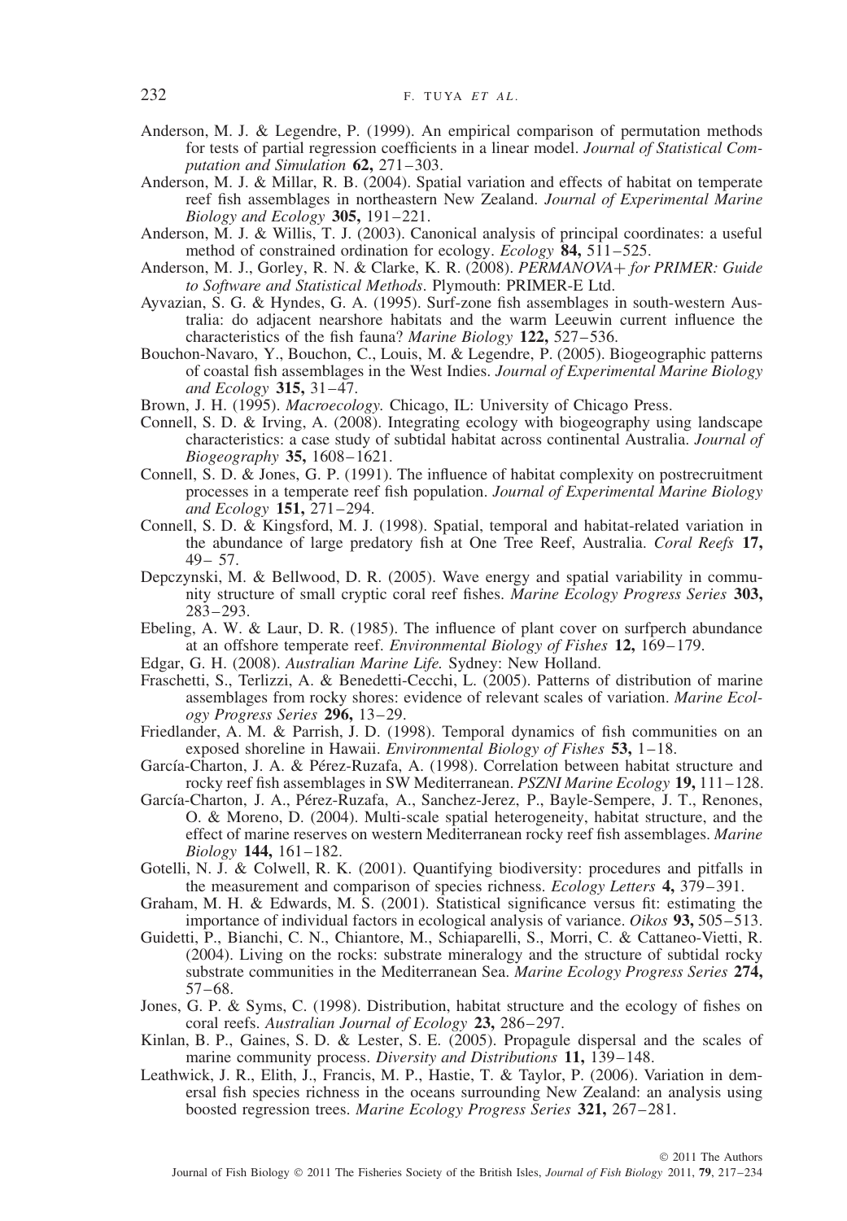Anderson, M. J. & Legendre, P. (1999). An empirical comparison of permutation methods for tests of partial regression coefficients in a linear model. *Journal of Statistical Computation and Simulation* **62,** 271–303.

Anderson, M. J. & Millar, R. B. (2004). Spatial variation and effects of habitat on temperate reef fish assemblages in northeastern New Zealand. *Journal of Experimental Marine Biology and Ecology* **305,** 191–221.

Anderson, M. J. & Willis, T. J. (2003). Canonical analysis of principal coordinates: a useful method of constrained ordination for ecology. *Ecology* **84,** 511–525.

Anderson, M. J., Gorley, R. N. & Clarke, K. R. (2008). *PERMANOVA+ for PRIMER: Guide to Software and Statistical Methods*. Plymouth: PRIMER-E Ltd.

Ayvazian, S. G. & Hyndes, G. A. (1995). Surf-zone fish assemblages in south-western Australia: do adjacent nearshore habitats and the warm Leeuwin current influence the characteristics of the fish fauna? *Marine Biology* **122,** 527–536.

Bouchon-Navaro, Y., Bouchon, C., Louis, M. & Legendre, P. (2005). Biogeographic patterns of coastal fish assemblages in the West Indies. *Journal of Experimental Marine Biology and Ecology* **315,** 31–47.

Brown, J. H. (1995). *Macroecology.* Chicago, IL: University of Chicago Press.

Connell, S. D. & Irving, A. (2008). Integrating ecology with biogeography using landscape characteristics: a case study of subtidal habitat across continental Australia. *Journal of Biogeography* **35,** 1608–1621.

Connell, S. D. & Jones, G. P. (1991). The influence of habitat complexity on postrecruitment processes in a temperate reef fish population. *Journal of Experimental Marine Biology and Ecology* **151,** 271–294.

Connell, S. D. & Kingsford, M. J. (1998). Spatial, temporal and habitat-related variation in the abundance of large predatory fish at One Tree Reef, Australia. *Coral Reefs* **17,** 49– 57.

Depczynski, M. & Bellwood, D. R. (2005). Wave energy and spatial variability in community structure of small cryptic coral reef fishes. *Marine Ecology Progress Series* **303,** 283–293.

Ebeling, A. W. & Laur, D. R. (1985). The influence of plant cover on surfperch abundance at an offshore temperate reef. *Environmental Biology of Fishes* **12,** 169–179.

Edgar, G. H. (2008). *Australian Marine Life.* Sydney: New Holland.

Fraschetti, S., Terlizzi, A. & Benedetti-Cecchi, L. (2005). Patterns of distribution of marine assemblages from rocky shores: evidence of relevant scales of variation. *Marine Ecology Progress Series* **296,** 13–29.

Friedlander, A. M. & Parrish, J. D. (1998). Temporal dynamics of fish communities on an exposed shoreline in Hawaii. *Environmental Biology of Fishes* **53,** 1–18.

García-Charton, J. A. & Pérez-Ruzafa, A. (1998). Correlation between habitat structure and rocky reef fish assemblages in SW Mediterranean. *PSZNI Marine Ecology* **19,** 111–128.

García-Charton, J. A., Pérez-Ruzafa, A., Sanchez-Jerez, P., Bayle-Sempere, J. T., Renones, O. & Moreno, D. (2004). Multi-scale spatial heterogeneity, habitat structure, and the effect of marine reserves on western Mediterranean rocky reef fish assemblages. *Marine Biology* **144,** 161–182.

Gotelli, N. J. & Colwell, R. K. (2001). Quantifying biodiversity: procedures and pitfalls in the measurement and comparison of species richness. *Ecology Letters* **4,** 379–391.

Graham, M. H. & Edwards, M. S. (2001). Statistical significance versus fit: estimating the importance of individual factors in ecological analysis of variance. *Oikos* **93,** 505–513.

Guidetti, P., Bianchi, C. N., Chiantore, M., Schiaparelli, S., Morri, C. & Cattaneo-Vietti, R. (2004). Living on the rocks: substrate mineralogy and the structure of subtidal rocky substrate communities in the Mediterranean Sea. *Marine Ecology Progress Series* **274,** 57–68.

Jones, G. P. & Syms, C. (1998). Distribution, habitat structure and the ecology of fishes on coral reefs. *Australian Journal of Ecology* **23,** 286–297.

Kinlan, B. P., Gaines, S. D. & Lester, S. E. (2005). Propagule dispersal and the scales of marine community process. *Diversity and Distributions* **11,** 139–148.

Leathwick, J. R., Elith, J., Francis, M. P., Hastie, T. & Taylor, P. (2006). Variation in demersal fish species richness in the oceans surrounding New Zealand: an analysis using boosted regression trees. *Marine Ecology Progress Series* **321,** 267–281.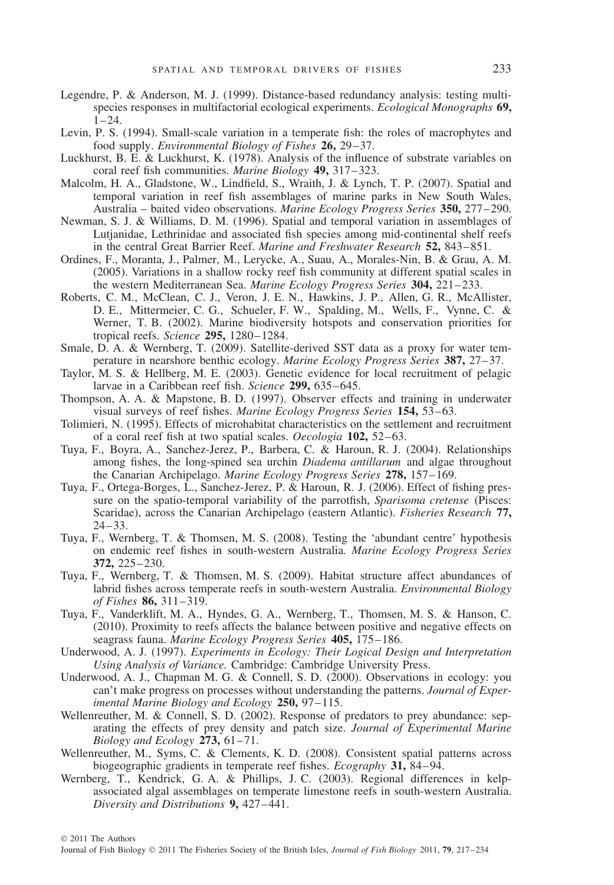Legendre, P. & Anderson, M. J. (1999). Distance-based redundancy analysis: testing multi-species responses in multifactorial ecological experiments. *Ecological Monographs* **69,** 1–24.

Levin, P. S. (1994). Small-scale variation in a temperate fish: the roles of macrophytes and food supply. *Environmental Biology of Fishes* **26,** 29–37.

Luckhurst, B. E. & Luckhurst, K. (1978). Analysis of the influence of substrate variables on coral reef fish communities. *Marine Biology* **49,** 317–323.

Malcolm, H. A., Gladstone, W., Lindfield, S., Wraith, J. & Lynch, T. P. (2007). Spatial and temporal variation in reef fish assemblages of marine parks in New South Wales, Australia – baited video observations. *Marine Ecology Progress Series* **350,** 277–290.

Newman, S. J. & Williams, D. M. (1996). Spatial and temporal variation in assemblages of Lutjanidae, Lethrinidae and associated fish species among mid-continental shelf reefs in the central Great Barrier Reef. *Marine and Freshwater Research* **52,** 843–851.

Ordines, F., Moranta, J., Palmer, M., Lerycke, A., Suau, A., Morales-Nin, B. & Grau, A. M. (2005). Variations in a shallow rocky reef fish community at different spatial scales in the western Mediterranean Sea. *Marine Ecology Progress Series* **304,** 221–233.

Roberts, C. M., McClean, C. J., Veron, J. E. N., Hawkins, J. P., Allen, G. R., McAllister, D. E., Mittermeier, C. G., Schueler, F. W., Spalding, M., Wells, F., Vynne, C. & Werner, T. B. (2002). Marine biodiversity hotspots and conservation priorities for tropical reefs. *Science* **295,** 1280–1284.

Smale, D. A. & Wernberg, T. (2009). Satellite-derived SST data as a proxy for water temperature in nearshore benthic ecology. *Marine Ecology Progress Series* **387,** 27–37.

Taylor, M. S. & Hellberg, M. E. (2003). Genetic evidence for local recruitment of pelagic larvae in a Caribbean reef fish. *Science* **299,** 635–645.

Thompson, A. A. & Mapstone, B. D. (1997). Observer effects and training in underwater visual surveys of reef fishes. *Marine Ecology Progress Series* **154,** 53–63.

Tolimieri, N. (1995). Effects of microhabitat characteristics on the settlement and recruitment of a coral reef fish at two spatial scales. *Oecologia* **102,** 52–63.

Tuya, F., Boyra, A., Sanchez-Jerez, P., Barbera, C. & Haroun, R. J. (2004). Relationships among fishes, the long-spined sea urchin *Diadema antillarum* and algae throughout the Canarian Archipelago. *Marine Ecology Progress Series* **278,** 157–169.

Tuya, F., Ortega-Borges, L., Sanchez-Jerez, P. & Haroun, R. J. (2006). Effect of fishing pressure on the spatio-temporal variability of the parrotfish, *Sparisoma cretense* (Pisces: Scaridae), across the Canarian Archipelago (eastern Atlantic). *Fisheries Research* **77,** 24–33.

Tuya, F., Wernberg, T. & Thomsen, M. S. (2008). Testing the 'abundant centre' hypothesis on endemic reef fishes in south-western Australia. *Marine Ecology Progress Series* **372,** 225–230.

Tuya, F., Wernberg, T. & Thomsen, M. S. (2009). Habitat structure affect abundances of labrid fishes across temperate reefs in south-western Australia. *Environmental Biology of Fishes* **86,** 311–319.

Tuya, F., Vanderklift, M. A., Hyndes, G. A., Wernberg, T., Thomsen, M. S. & Hanson, C. (2010). Proximity to reefs affects the balance between positive and negative effects on seagrass fauna. *Marine Ecology Progress Series* **405,** 175–186.

Underwood, A. J. (1997). *Experiments in Ecology: Their Logical Design and Interpretation Using Analysis of Variance.* Cambridge: Cambridge University Press.

Underwood, A. J., Chapman M. G. & Connell, S. D. (2000). Observations in ecology: you can't make progress on processes without understanding the patterns. *Journal of Experimental Marine Biology and Ecology* **250,** 97–115.

Wellenreuther, M. & Connell, S. D. (2002). Response of predators to prey abundance: separating the effects of prey density and patch size. *Journal of Experimental Marine Biology and Ecology* **273,** 61–71.

Wellenreuther, M., Syms, C. & Clements, K. D. (2008). Consistent spatial patterns across biogeographic gradients in temperate reef fishes. *Ecography* **31,** 84–94.

Wernberg, T., Kendrick, G. A. & Phillips, J. C. (2003). Regional differences in kelp-associated algal assemblages on temperate limestone reefs in south-western Australia. *Diversity and Distributions* **9,** 427–441.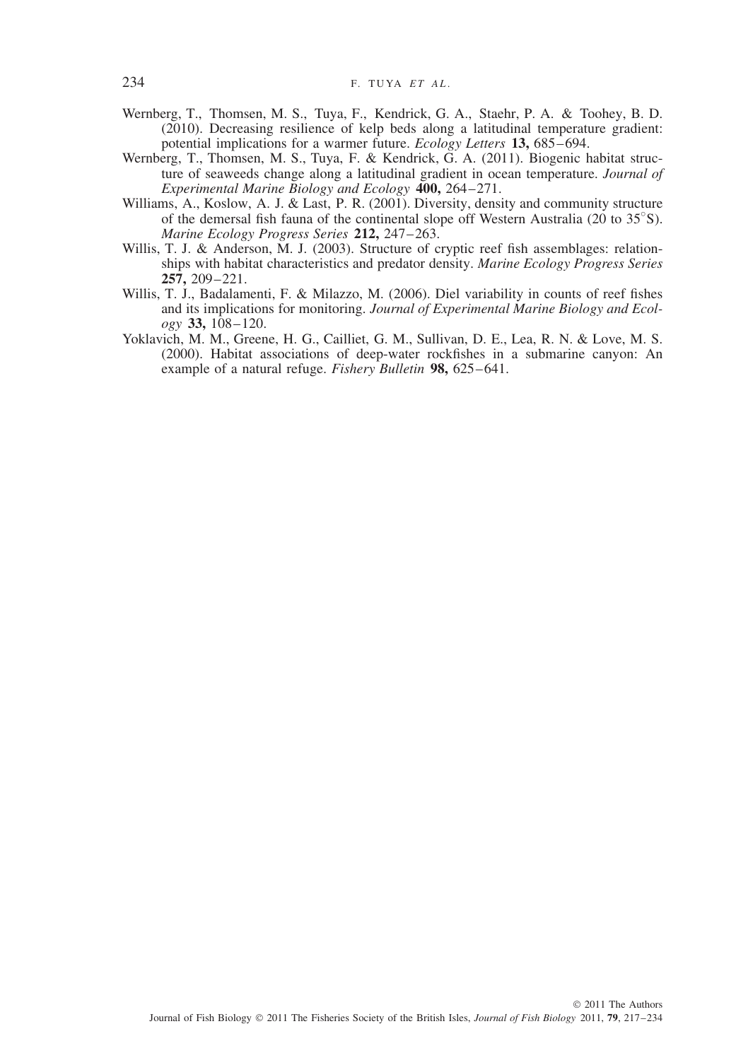Wernberg, T., Thomsen, M. S., Tuya, F., Kendrick, G. A., Staehr, P. A. & Toohey, B. D. (2010). Decreasing resilience of kelp beds along a latitudinal temperature gradient: potential implications for a warmer future. *Ecology Letters* **13,** 685–694.

Wernberg, T., Thomsen, M. S., Tuya, F. & Kendrick, G. A. (2011). Biogenic habitat structure of seaweeds change along a latitudinal gradient in ocean temperature. *Journal of Experimental Marine Biology and Ecology* **400,** 264–271.

Williams, A., Koslow, A. J. & Last, P. R. (2001). Diversity, density and community structure of the demersal fish fauna of the continental slope off Western Australia (20 to 35° S). *Marine Ecology Progress Series* **212,** 247–263.

Willis, T. J. & Anderson, M. J. (2003). Structure of cryptic reef fish assemblages: relationships with habitat characteristics and predator density. *Marine Ecology Progress Series* **257,** 209–221.

Willis, T. J., Badalamenti, F. & Milazzo, M. (2006). Diel variability in counts of reef fishes and its implications for monitoring. *Journal of Experimental Marine Biology and Ecology* **33,** 108–120.

Yoklavich, M. M., Greene, H. G., Cailliet, G. M., Sullivan, D. E., Lea, R. N. & Love, M. S. (2000). Habitat associations of deep-water rockfishes in a submarine canyon: An example of a natural refuge. *Fishery Bulletin* **98,** 625–641.